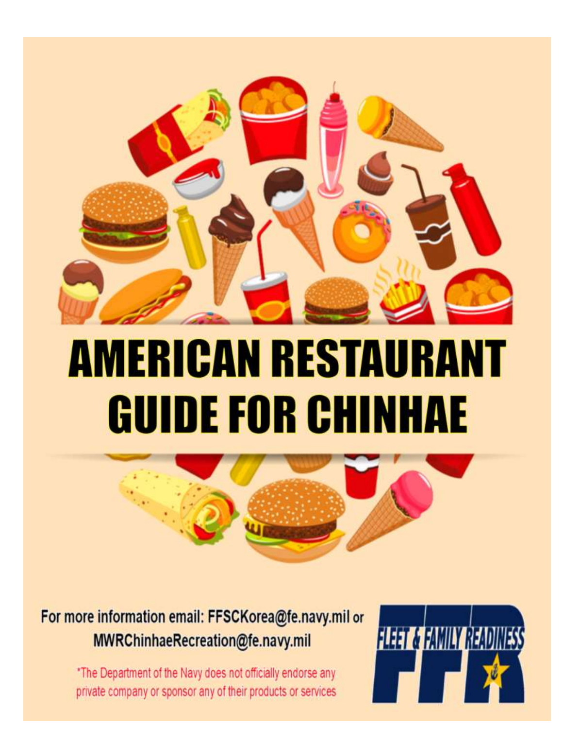# AMERICAN RESTAURANT GUIDE FOR CHINHAE

For more information email: FFSCKorea@fe.navy.mil or MWRChinhaeRecreation@fe.navy.mil

*The Department of the Navy does not officially endorse any private company or sponsor any of their products or services

FLEET & FAMILY READINESS

FFR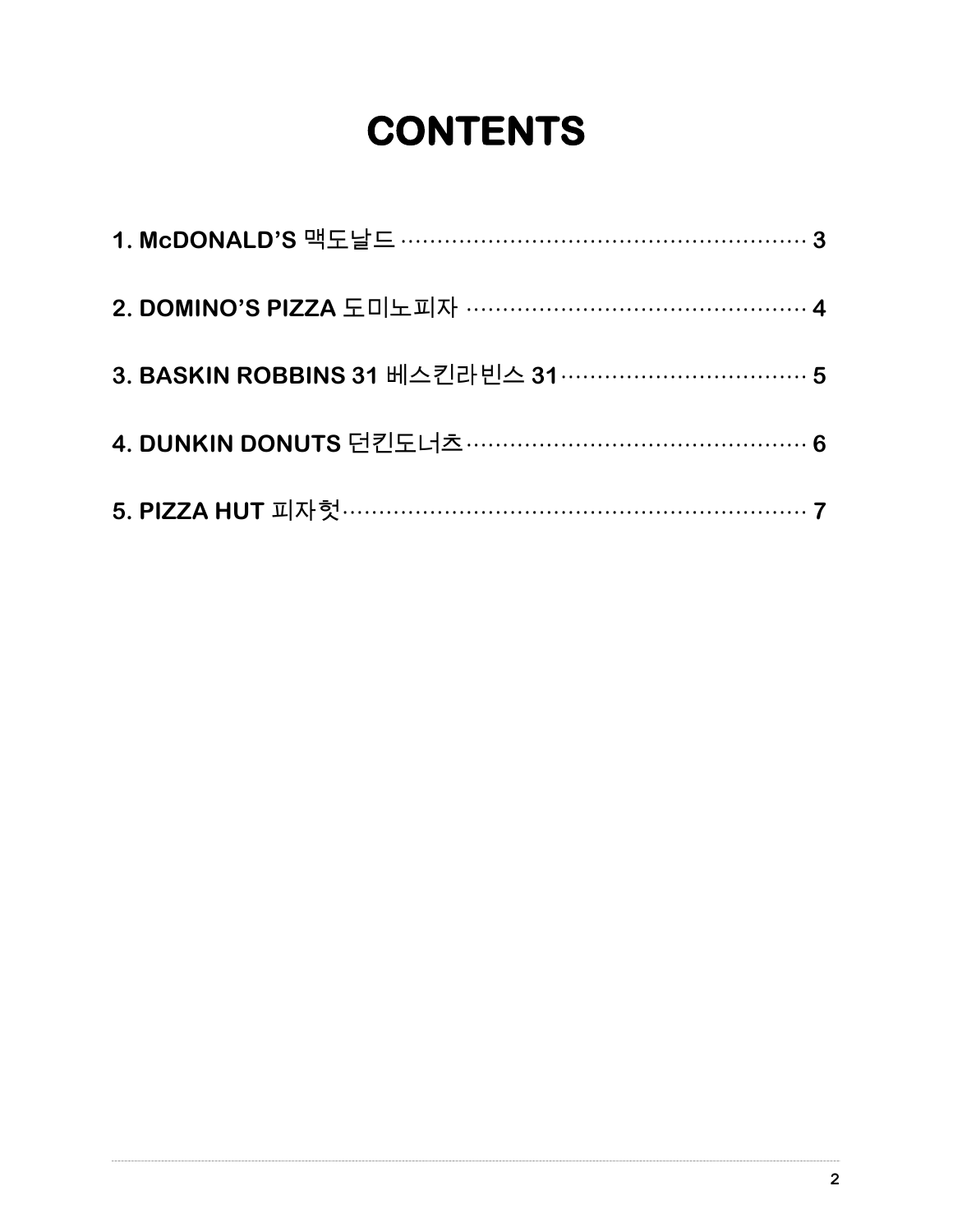# CONTENTS

**1. McDONALD'S** 맥도날드 ········································································ **3**

**2. DOMINO'S PIZZA** 도미노피자 ···························································· **4**

**3. BASKIN ROBBINS 31** 베스킨라빈스 **31** ············································· **5**

**4. DUNKIN DONUTS** 던킨도너츠 ·························································· **6**

**5. PIZZA HUT** 피자헛 ··············································································· **7**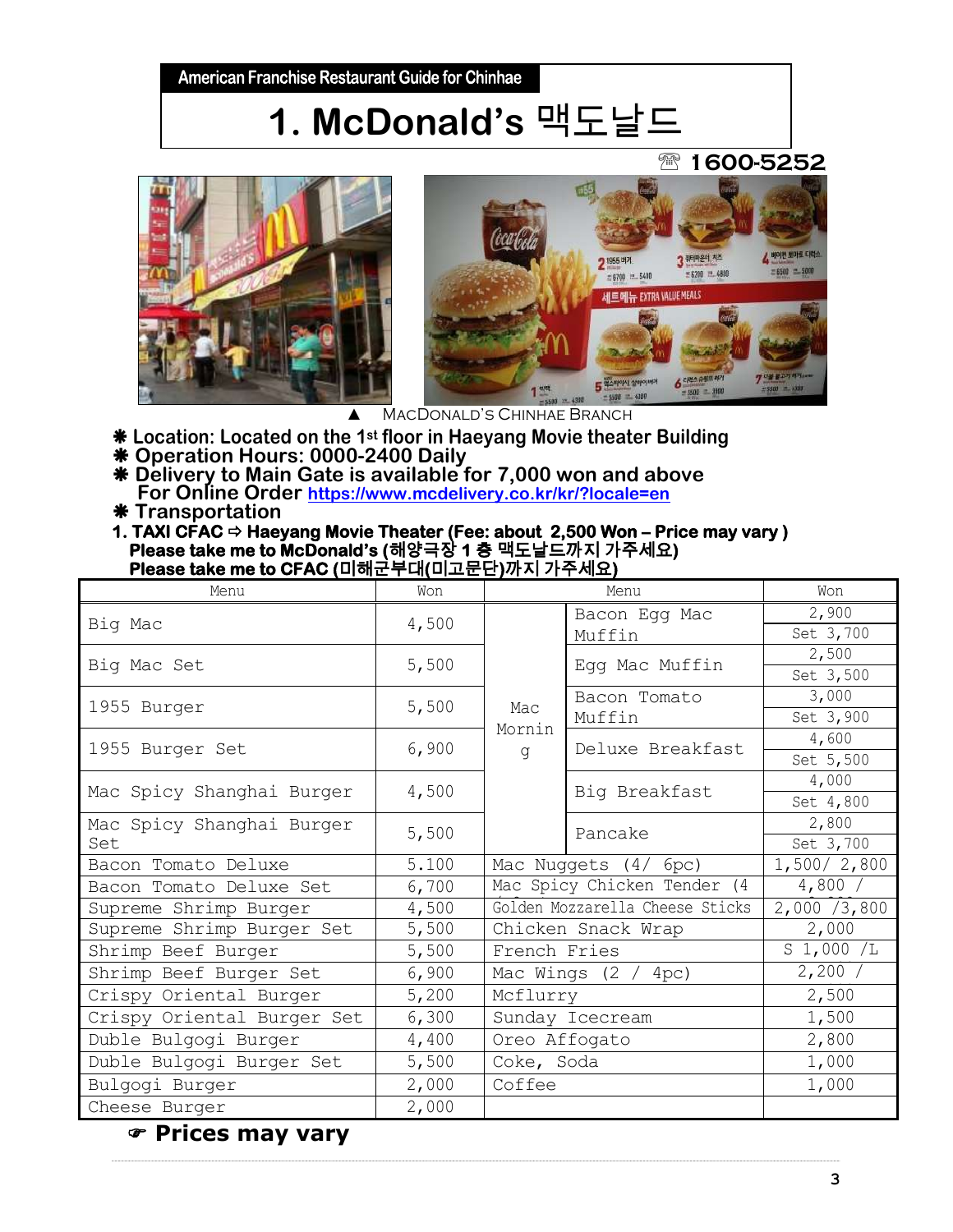American Franchise Restaurant Guide for Chinhae

# 1. McDonald's 맥도날드

☏ 1600-5252

▲ MacDonald's Chinhae Branch

- ❋ Location: Located on the 1st floor in Haeyang Movie theater Building
- ❋ Operation Hours: 0000-2400 Daily
- ❋ Delivery to Main Gate is available for 7,000 won and above
  For Online Order https://www.mcdelivery.co.kr/kr/?locale=en
- ❋ Transportation

**1. TAXI CFAC ⇨ Haeyang Movie Theater (Fee: about 2,500 Won – Price may vary )**
**Please take me to McDonald's (해양극장 1 층 맥도날드까지 가주세요)**
**Please take me to CFAC (미해군부대(미고문단)까지 가주세요)**

| Menu | Won | Menu | | Won |
|---|---|---|---|---|
| Big Mac | 4,500 | Mac Morning | Bacon Egg Mac Muffin | 2,900 / Set 3,700 |
| Big Mac Set | 5,500 | | Egg Mac Muffin | 2,500 / Set 3,500 |
| 1955 Burger | 5,500 | | Bacon Tomato Muffin | 3,000 / Set 3,900 |
| 1955 Burger Set | 6,900 | | Deluxe Breakfast | 4,600 / Set 5,500 |
| Mac Spicy Shanghai Burger | 4,500 | | Big Breakfast | 4,000 / Set 4,800 |
| Mac Spicy Shanghai Burger Set | 5,500 | | Pancake | 2,800 / Set 3,700 |
| Bacon Tomato Deluxe | 5.100 | Mac Nuggets (4/ 6pc) | | 1,500/ 2,800 |
| Bacon Tomato Deluxe Set | 6,700 | Mac Spicy Chicken Tender (4 | | 4,800 / |
| Supreme Shrimp Burger | 4,500 | Golden Mozzarella Cheese Sticks | | 2,000 /3,800 |
| Supreme Shrimp Burger Set | 5,500 | Chicken Snack Wrap | | 2,000 |
| Shrimp Beef Burger | 5,500 | French Fries | | S 1,000 /L |
| Shrimp Beef Burger Set | 6,900 | Mac Wings (2 / 4pc) | | 2,200 / |
| Crispy Oriental Burger | 5,200 | Mcflurry | | 2,500 |
| Crispy Oriental Burger Set | 6,300 | Sunday Icecream | | 1,500 |
| Duble Bulgogi Burger | 4,400 | Oreo Affogato | | 2,800 |
| Duble Bulgogi Burger Set | 5,500 | Coke, Soda | | 1,000 |
| Bulgogi Burger | 2,000 | Coffee | | 1,000 |
| Cheese Burger | 2,000 | | | |

☞ **Prices may vary**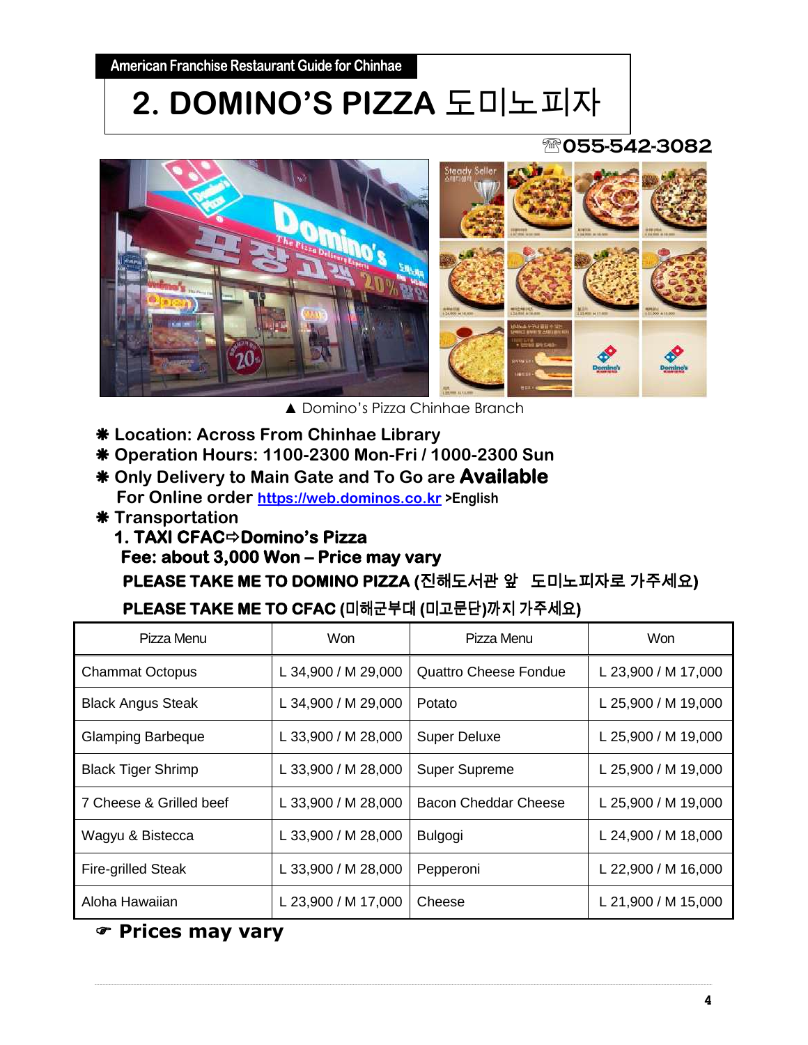American Franchise Restaurant Guide for Chinhae

# 2. DOMINO'S PIZZA 도미노피자

☏055-542-3082

▲ Domino's Pizza Chinhae Branch

- ❋ **Location: Across From Chinhae Library**
- ❋ **Operation Hours: 1100-2300 Mon-Fri / 1000-2300 Sun**
- ❋ **Only Delivery to Main Gate and To Go are Available**
  **For Online order https://web.dominos.co.kr >English**
- ❋ **Transportation**
  **1. TAXI CFAC⇨Domino's Pizza**
  **Fee: about 3,000 Won – Price may vary**
  **PLEASE TAKE ME TO DOMINO PIZZA (진해도서관 앞 도미노피자로 가주세요)**
  **PLEASE TAKE ME TO CFAC (미해군부대 (미고문단)까지 가주세요)**

| Pizza Menu | Won | Pizza Menu | Won |
|---|---|---|---|
| Chammat Octopus | L 34,900 / M 29,000 | Quattro Cheese Fondue | L 23,900 / M 17,000 |
| Black Angus Steak | L 34,900 / M 29,000 | Potato | L 25,900 / M 19,000 |
| Glamping Barbeque | L 33,900 / M 28,000 | Super Deluxe | L 25,900 / M 19,000 |
| Black Tiger Shrimp | L 33,900 / M 28,000 | Super Supreme | L 25,900 / M 19,000 |
| 7 Cheese & Grilled beef | L 33,900 / M 28,000 | Bacon Cheddar Cheese | L 25,900 / M 19,000 |
| Wagyu & Bistecca | L 33,900 / M 28,000 | Bulgogi | L 24,900 / M 18,000 |
| Fire-grilled Steak | L 33,900 / M 28,000 | Pepperoni | L 22,900 / M 16,000 |
| Aloha Hawaiian | L 23,900 / M 17,000 | Cheese | L 21,900 / M 15,000 |

☞ **Prices may vary**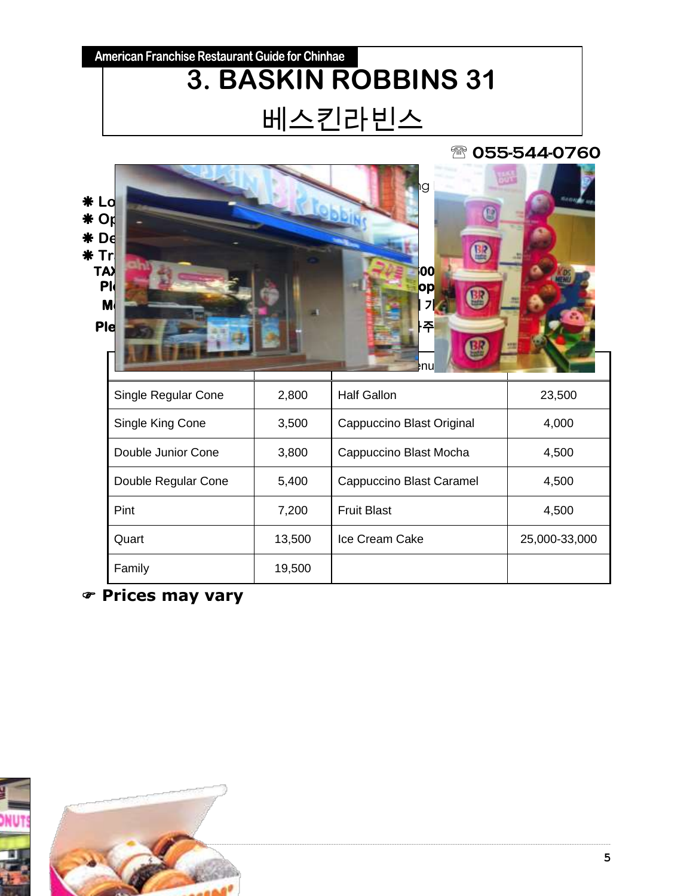# 3. BASKIN ROBBINS 31

## 베스킨라빈스

☎ 055-544-0760

❋ Lo

❋ Op

❋ De

❋ Tr

TAX

Pl

M

Ple

| | | | |
|---|---|---|---|
| Single Regular Cone | 2,800 | Half Gallon | 23,500 |
| Single King Cone | 3,500 | Cappuccino Blast Original | 4,000 |
| Double Junior Cone | 3,800 | Cappuccino Blast Mocha | 4,500 |
| Double Regular Cone | 5,400 | Cappuccino Blast Caramel | 4,500 |
| Pint | 7,200 | Fruit Blast | 4,500 |
| Quart | 13,500 | Ice Cream Cake | 25,000-33,000 |
| Family | 19,500 | | |

☞ **Prices may vary**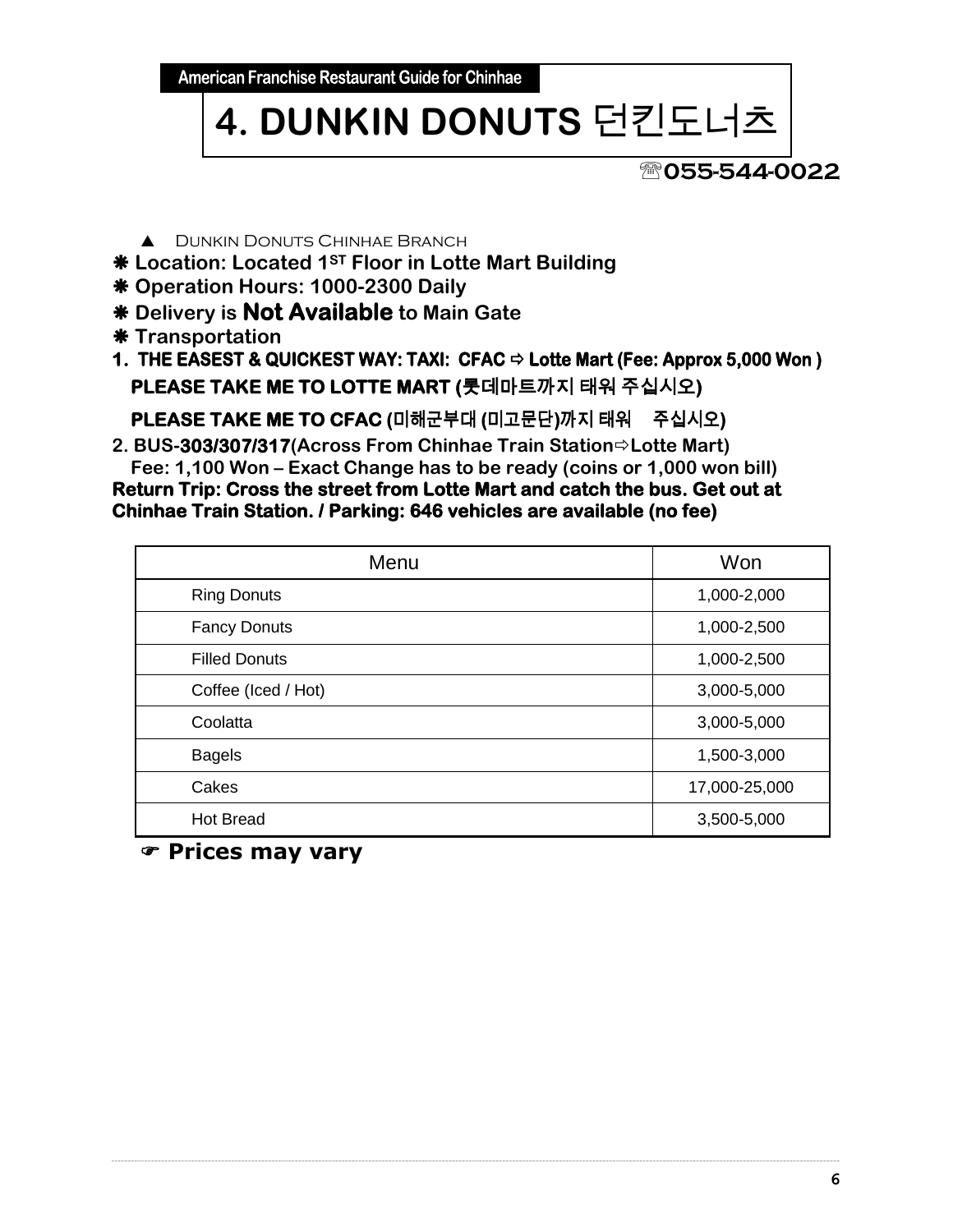American Franchise Restaurant Guide for Chinhae

# 4. DUNKIN DONUTS 던킨도너츠

☏055-544-0022

▲ Dunkin Donuts Chinhae Branch

❋ **Location: Located 1ST Floor in Lotte Mart Building**

❋ **Operation Hours: 1000-2300 Daily**

❋ **Delivery is Not Available to Main Gate**

❋ **Transportation**

**1. THE EASEST & QUICKEST WAY: TAXI: CFAC ⇨ Lotte Mart (Fee: Approx 5,000 Won )**

**PLEASE TAKE ME TO LOTTE MART (롯데마트까지 태워 주십시오)**

**PLEASE TAKE ME TO CFAC (미해군부대 (미고문단)까지 태워 주십시오)**

**2. BUS-303/307/317(Across From Chinhae Train Station⇨Lotte Mart)**

**Fee: 1,100 Won – Exact Change has to be ready (coins or 1,000 won bill)**

**Return Trip: Cross the street from Lotte Mart and catch the bus. Get out at Chinhae Train Station. / Parking: 646 vehicles are available (no fee)**

| Menu | Won |
|---|---|
| Ring Donuts | 1,000-2,000 |
| Fancy Donuts | 1,000-2,500 |
| Filled Donuts | 1,000-2,500 |
| Coffee (Iced / Hot) | 3,000-5,000 |
| Coolatta | 3,000-5,000 |
| Bagels | 1,500-3,000 |
| Cakes | 17,000-25,000 |
| Hot Bread | 3,500-5,000 |

☞ **Prices may vary**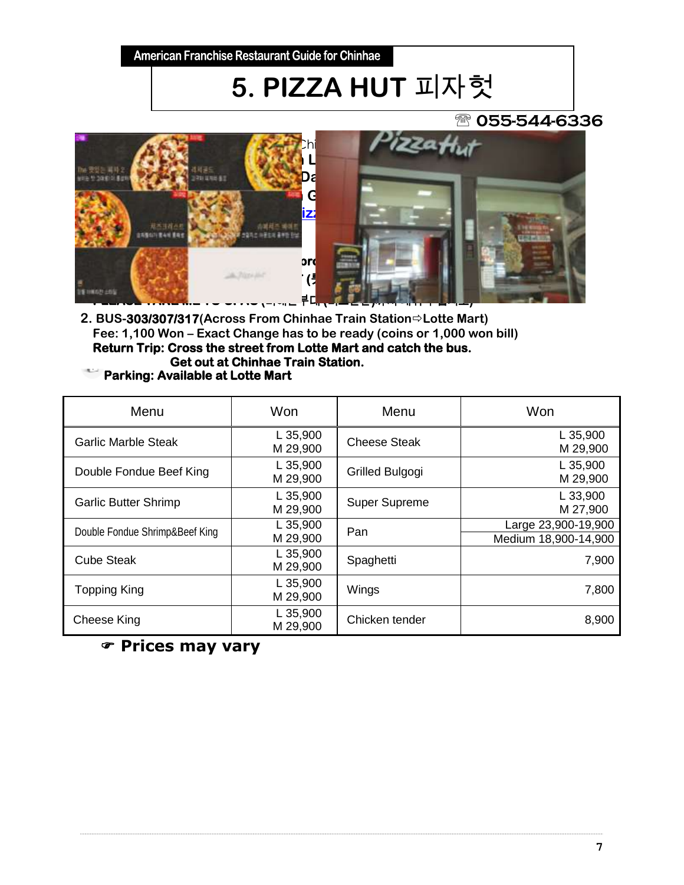American Franchise Restaurant Guide for Chinhae

# 5. PIZZA HUT 피자헛

☏ 055-544-6336

2. BUS-303/307/317(Across From Chinhae Train Station⇨Lotte Mart)
   Fee: 1,100 Won – Exact Change has to be ready (coins or 1,000 won bill)
   **Return Trip: Cross the street from Lotte Mart and catch the bus.**
   **Get out at Chinhae Train Station.**

**Parking: Available at Lotte Mart**

| Menu | Won | Menu | Won |
|---|---|---|---|
| Garlic Marble Steak | L 35,900 M 29,900 | Cheese Steak | L 35,900 M 29,900 |
| Double Fondue Beef King | L 35,900 M 29,900 | Grilled Bulgogi | L 35,900 M 29,900 |
| Garlic Butter Shrimp | L 35,900 M 29,900 | Super Supreme | L 33,900 M 27,900 |
| Double Fondue Shrimp&Beef King | L 35,900 M 29,900 | Pan | Large 23,900-19,900 Medium 18,900-14,900 |
| Cube Steak | L 35,900 M 29,900 | Spaghetti | 7,900 |
| Topping King | L 35,900 M 29,900 | Wings | 7,800 |
| Cheese King | L 35,900 M 29,900 | Chicken tender | 8,900 |

☞ **Prices may vary**